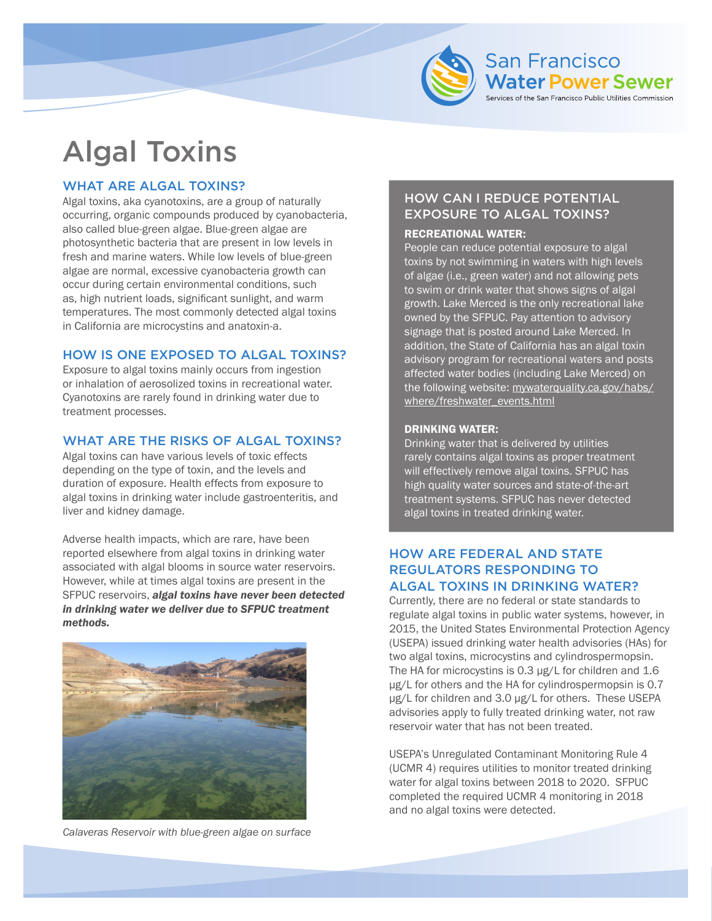# Algal Toxins

## WHAT ARE ALGAL TOXINS?

Algal toxins, aka cyanotoxins, are a group of naturally occurring, organic compounds produced by cyanobacteria, also called blue-green algae. Blue-green algae are photosynthetic bacteria that are present in low levels in fresh and marine waters. While low levels of blue-green algae are normal, excessive cyanobacteria growth can occur during certain environmental conditions, such as, high nutrient loads, significant sunlight, and warm temperatures. The most commonly detected algal toxins in California are microcystins and anatoxin-a.

## HOW IS ONE EXPOSED TO ALGAL TOXINS?

Exposure to algal toxins mainly occurs from ingestion or inhalation of aerosolized toxins in recreational water. Cyanotoxins are rarely found in drinking water due to treatment processes.

## WHAT ARE THE RISKS OF ALGAL TOXINS?

Algal toxins can have various levels of toxic effects depending on the type of toxin, and the levels and duration of exposure. Health effects from exposure to algal toxins in drinking water include gastroenteritis, and liver and kidney damage.

Adverse health impacts, which are rare, have been reported elsewhere from algal toxins in drinking water associated with algal blooms in source water reservoirs. However, while at times algal toxins are present in the SFPUC reservoirs, ***algal toxins have never been detected in drinking water we deliver due to SFPUC treatment methods.***

*Calaveras Reservoir with blue-green algae on surface*

## HOW CAN I REDUCE POTENTIAL EXPOSURE TO ALGAL TOXINS?

**RECREATIONAL WATER:**

People can reduce potential exposure to algal toxins by not swimming in waters with high levels of algae (i.e., green water) and not allowing pets to swim or drink water that shows signs of algal growth. Lake Merced is the only recreational lake owned by the SFPUC. Pay attention to advisory signage that is posted around Lake Merced. In addition, the State of California has an algal toxin advisory program for recreational waters and posts affected water bodies (including Lake Merced) on the following website: mywaterquality.ca.gov/habs/where/freshwater_events.html

**DRINKING WATER:**

Drinking water that is delivered by utilities rarely contains algal toxins as proper treatment will effectively remove algal toxins. SFPUC has high quality water sources and state-of-the-art treatment systems. SFPUC has never detected algal toxins in treated drinking water.

## HOW ARE FEDERAL AND STATE REGULATORS RESPONDING TO ALGAL TOXINS IN DRINKING WATER?

Currently, there are no federal or state standards to regulate algal toxins in public water systems, however, in 2015, the United States Environmental Protection Agency (USEPA) issued drinking water health advisories (HAs) for two algal toxins, microcystins and cylindrospermopsin. The HA for microcystins is 0.3 μg/L for children and 1.6 μg/L for others and the HA for cylindrospermopsin is 0.7 μg/L for children and 3.0 μg/L for others. These USEPA advisories apply to fully treated drinking water, not raw reservoir water that has not been treated.

USEPA's Unregulated Contaminant Monitoring Rule 4 (UCMR 4) requires utilities to monitor treated drinking water for algal toxins between 2018 to 2020. SFPUC completed the required UCMR 4 monitoring in 2018 and no algal toxins were detected.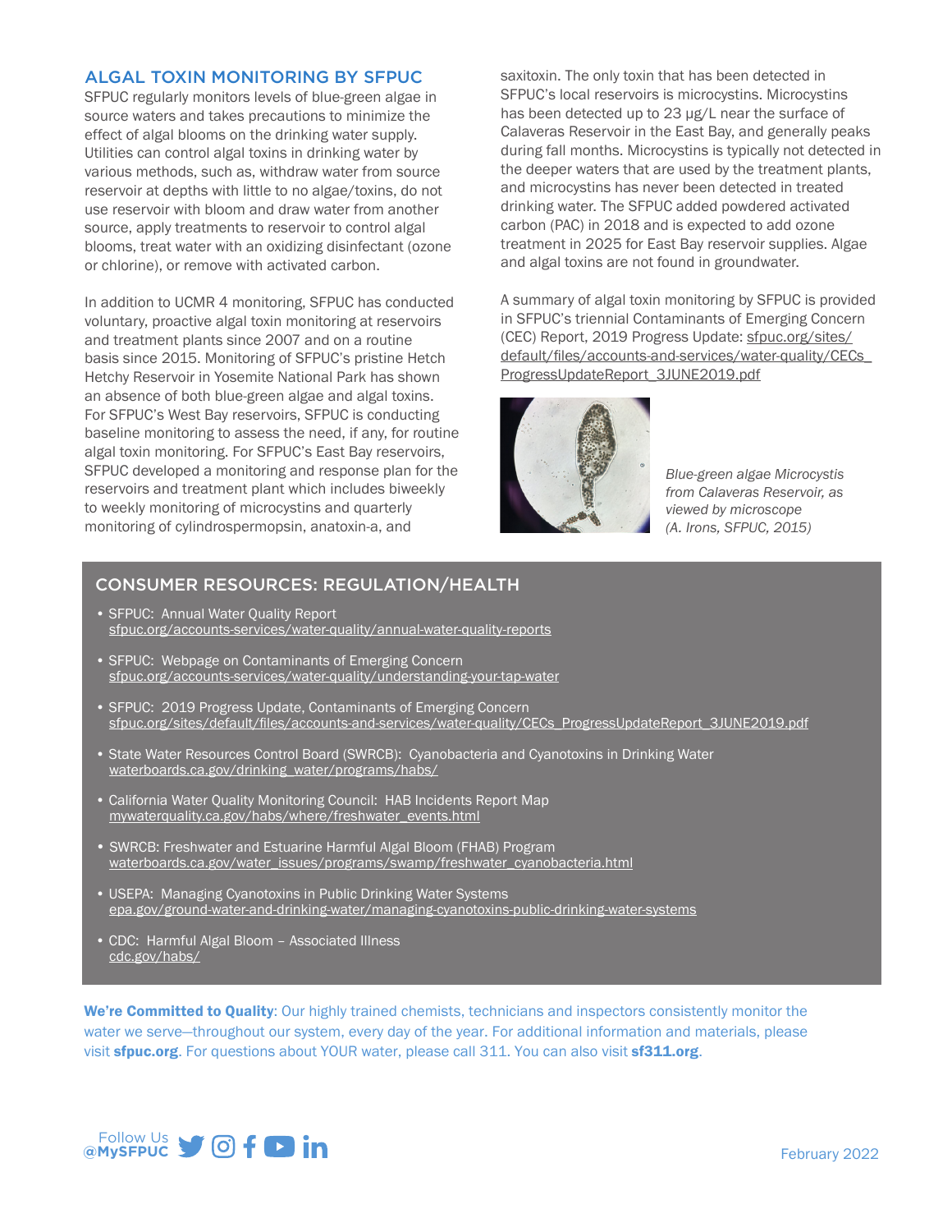## ALGAL TOXIN MONITORING BY SFPUC

SFPUC regularly monitors levels of blue-green algae in source waters and takes precautions to minimize the effect of algal blooms on the drinking water supply. Utilities can control algal toxins in drinking water by various methods, such as, withdraw water from source reservoir at depths with little to no algae/toxins, do not use reservoir with bloom and draw water from another source, apply treatments to reservoir to control algal blooms, treat water with an oxidizing disinfectant (ozone or chlorine), or remove with activated carbon.

In addition to UCMR 4 monitoring, SFPUC has conducted voluntary, proactive algal toxin monitoring at reservoirs and treatment plants since 2007 and on a routine basis since 2015. Monitoring of SFPUC's pristine Hetch Hetchy Reservoir in Yosemite National Park has shown an absence of both blue-green algae and algal toxins. For SFPUC's West Bay reservoirs, SFPUC is conducting baseline monitoring to assess the need, if any, for routine algal toxin monitoring. For SFPUC's East Bay reservoirs, SFPUC developed a monitoring and response plan for the reservoirs and treatment plant which includes biweekly to weekly monitoring of microcystins and quarterly monitoring of cylindrospermopsin, anatoxin-a, and saxitoxin. The only toxin that has been detected in SFPUC's local reservoirs is microcystins. Microcystins has been detected up to 23 µg/L near the surface of Calaveras Reservoir in the East Bay, and generally peaks during fall months. Microcystins is typically not detected in the deeper waters that are used by the treatment plants, and microcystins has never been detected in treated drinking water. The SFPUC added powdered activated carbon (PAC) in 2018 and is expected to add ozone treatment in 2025 for East Bay reservoir supplies. Algae and algal toxins are not found in groundwater.

A summary of algal toxin monitoring by SFPUC is provided in SFPUC's triennial Contaminants of Emerging Concern (CEC) Report, 2019 Progress Update: sfpuc.org/sites/default/files/accounts-and-services/water-quality/CECs_ProgressUpdateReport_3JUNE2019.pdf

*Blue-green algae Microcystis from Calaveras Reservoir, as viewed by microscope (A. Irons, SFPUC, 2015)*

## CONSUMER RESOURCES: REGULATION/HEALTH

- SFPUC: Annual Water Quality Report
  sfpuc.org/accounts-services/water-quality/annual-water-quality-reports
- SFPUC: Webpage on Contaminants of Emerging Concern
  sfpuc.org/accounts-services/water-quality/understanding-your-tap-water
- SFPUC: 2019 Progress Update, Contaminants of Emerging Concern
  sfpuc.org/sites/default/files/accounts-and-services/water-quality/CECs_ProgressUpdateReport_3JUNE2019.pdf
- State Water Resources Control Board (SWRCB): Cyanobacteria and Cyanotoxins in Drinking Water
  waterboards.ca.gov/drinking_water/programs/habs/
- California Water Quality Monitoring Council: HAB Incidents Report Map
  mywaterquality.ca.gov/habs/where/freshwater_events.html
- SWRCB: Freshwater and Estuarine Harmful Algal Bloom (FHAB) Program
  waterboards.ca.gov/water_issues/programs/swamp/freshwater_cyanobacteria.html
- USEPA: Managing Cyanotoxins in Public Drinking Water Systems
  epa.gov/ground-water-and-drinking-water/managing-cyanotoxins-public-drinking-water-systems
- CDC: Harmful Algal Bloom – Associated Illness
  cdc.gov/habs/

**We're Committed to Quality**: Our highly trained chemists, technicians and inspectors consistently monitor the water we serve—throughout our system, every day of the year. For additional information and materials, please visit **sfpuc.org**. For questions about YOUR water, please call 311. You can also visit **sf311.org**.

Follow Us **@MySFPUC**

February 2022